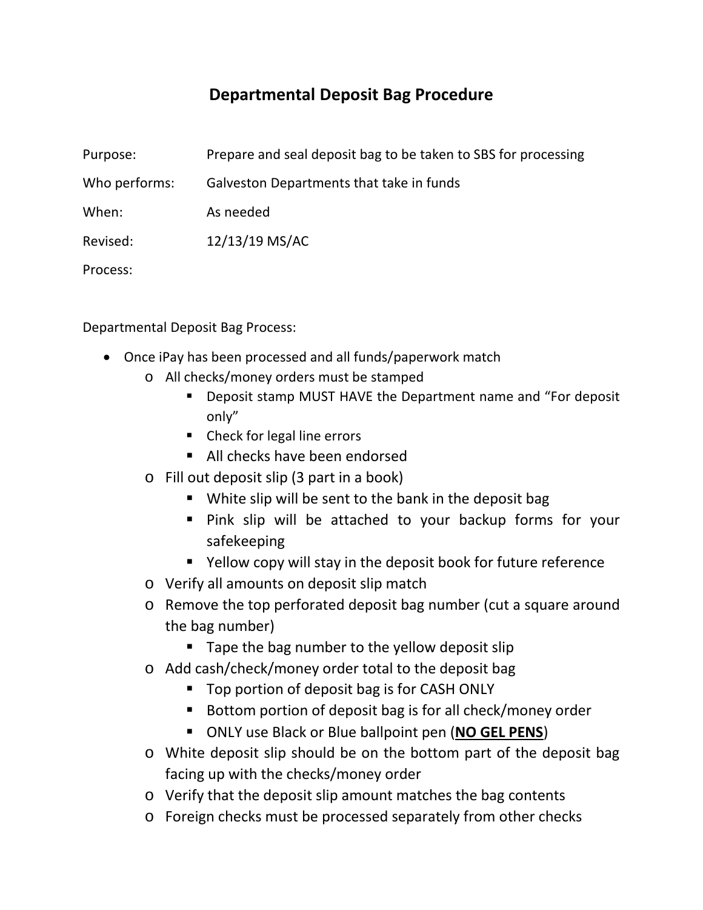# Departmental Deposit Bag Procedure

| | |
|---|---|
| Purpose: | Prepare and seal deposit bag to be taken to SBS for processing |
| Who performs: | Galveston Departments that take in funds |
| When: | As needed |
| Revised: | 12/13/19 MS/AC |
| Process: | |

Departmental Deposit Bag Process:

- Once iPay has been processed and all funds/paperwork match
    - All checks/money orders must be stamped
        - Deposit stamp MUST HAVE the Department name and "For deposit only"
        - Check for legal line errors
        - All checks have been endorsed
    - Fill out deposit slip (3 part in a book)
        - White slip will be sent to the bank in the deposit bag
        - Pink slip will be attached to your backup forms for your safekeeping
        - Yellow copy will stay in the deposit book for future reference
    - Verify all amounts on deposit slip match
    - Remove the top perforated deposit bag number (cut a square around the bag number)
        - Tape the bag number to the yellow deposit slip
    - Add cash/check/money order total to the deposit bag
        - Top portion of deposit bag is for CASH ONLY
        - Bottom portion of deposit bag is for all check/money order
        - ONLY use Black or Blue ballpoint pen (**<u>NO GEL PENS</u>**)
    - White deposit slip should be on the bottom part of the deposit bag facing up with the checks/money order
    - Verify that the deposit slip amount matches the bag contents
    - Foreign checks must be processed separately from other checks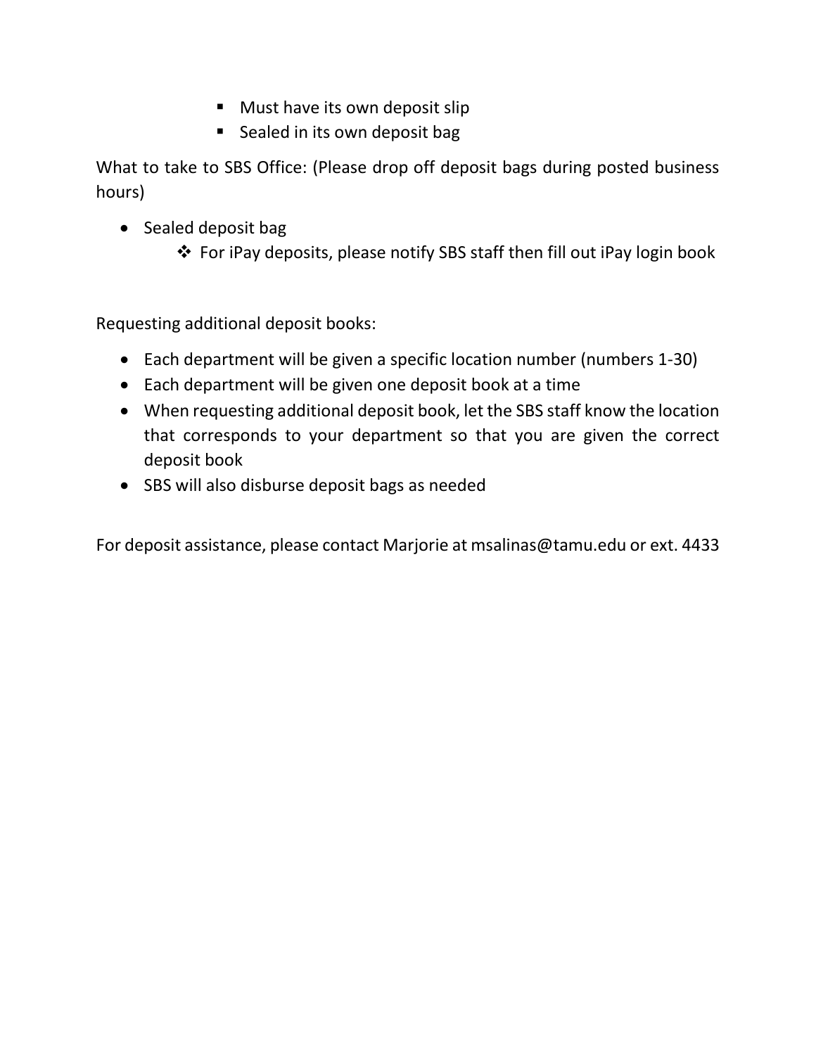- Must have its own deposit slip
    - Sealed in its own deposit bag

What to take to SBS Office: (Please drop off deposit bags during posted business hours)

- Sealed deposit bag
    - For iPay deposits, please notify SBS staff then fill out iPay login book

Requesting additional deposit books:

- Each department will be given a specific location number (numbers 1-30)
- Each department will be given one deposit book at a time
- When requesting additional deposit book, let the SBS staff know the location that corresponds to your department so that you are given the correct deposit book
- SBS will also disburse deposit bags as needed

For deposit assistance, please contact Marjorie at msalinas@tamu.edu or ext. 4433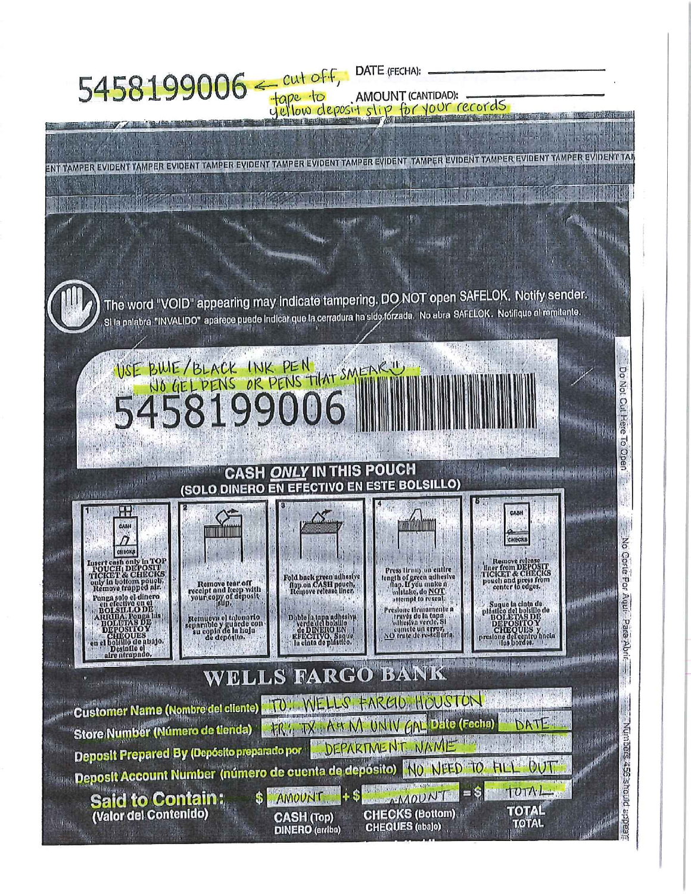5458199006 ← cut off, tape to yellow deposit slip for your records

DATE (FECHA):

AMOUNT (CANTIDAD):

TAMPER EVIDENT TAMPER EVIDENT TAMPER EVIDENT TAMPER EVIDENT TAMPER EVIDENT TAMPER EVIDENT TAMPER EVIDENT TAMPER EVIDENT

The word "VOID" appearing may indicate tampering. DO NOT open SAFELOK. Notify sender.

Si la palabra "INVALIDO" aparece puede indicar que la cerradura ha sido forzada. No abra SAFELOK. Notifique al remitente.

USE BLUE/BLACK INK PEN
NO GEL PENS OR PENS THAT SMEAR!!

5458199006

Do Not Cut Here To Open

No Corte Por Aquí Para Abrir

## CASH *ONLY* IN THIS POUCH
(SOLO DINERO EN EFECTIVO EN ESTE BOLSILLO)

1. Insert cash only in TOP POUCH; DEPOSIT TICKET & CHECKS only in bottom pouch. Remove trapped air.
   Ponga solo el dinero en efectivo en el BOLSILLO DE ARRIBA; Ponga las BOLETAS DE DEPOSITO Y CHEQUES en el bolsillo de abajo. Desinfle el aire atrapado.

2. Remove tear off receipt and keep with your copy of deposit slip.
   Remueva el talonario separable y guarde con su copia de la hoja de depósito.

3. Fold back green adhesive flap on CASH pouch. Remove release liner.
   Doble la tapa adhesiva verde del bolsillo de DINERO EN EFECTIVO. Saque la cinta de plástico.

4. Press firmly on entire length of green adhesive flap. If you make a mistake, do NOT attempt to reseal.
   Presione firmemente a través de la tapa adhesiva verde. Si comete un error, NO trate de resellarla.

5. Remove release liner from DEPOSIT TICKET & CHECKS pouch and press from center to edges.
   Saque la cinta de plástico del bolsillo de BOLETAS DE DEPOSITO Y CHEQUES y presione del centro hacia los bordes.

## WELLS FARGO BANK

Customer Name (Nombre del cliente) TO: WELLS FARGO HOUSTON

Store Number (Número de tienda) FR: TX A&M UNIV GAL Date (Fecha) DATE

Deposit Prepared By (Depósito preparado por) DEPARTMENT NAME

Deposit Account Number (número de cuenta de depósito) NO NEED TO FILL OUT

**Said to Contain:** (Valor del Contenido) $ AMOUNT + $ AMOUNT = $ TOTAL

CASH (Top) DINERO (arriba) | CHECKS (Bottom) CHEQUES (abajo) | TOTAL TOTAL

Numbers 456 should appear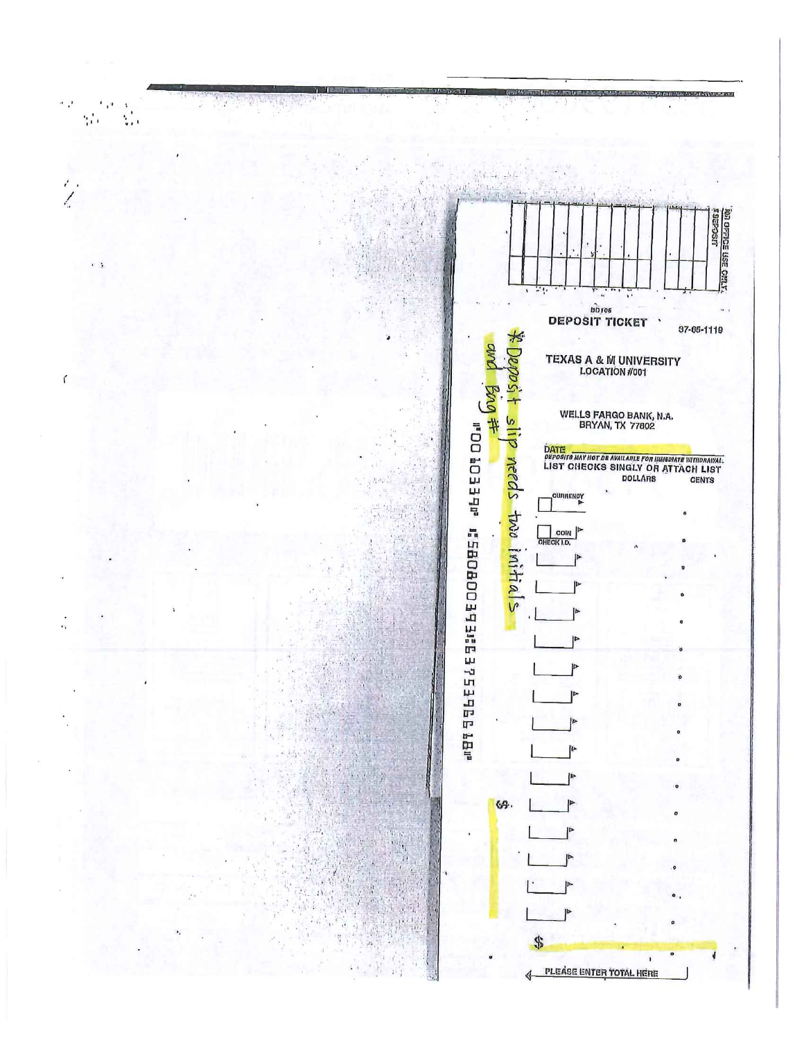BD OFFICE USE ONLY
# DEPOSIT

BD106

**DEPOSIT TICKET**

87-65-1119

**TEXAS A & M UNIVERSITY**
**LOCATION #001**

WELLS FARGO BANK, N.A.
BRYAN, TX 77802

DATE

*DEPOSITS MAY NOT BE AVAILABLE FOR IMMEDIATE WITHDRAWAL.*

LIST CHECKS SINGLY OR ATTACH LIST

| | DOLLARS | CENTS |
|---|---|---|
| CURRENCY | | |
| COIN | | |
| CHECK I.D. | | |
| | | |
| | | |
| | | |
| | | |
| | | |
| | | |
| | | |
| | | |
| | | |
| | | |
| | | |
| | | |
| | | |
| $ | | |

PLEASE ENTER TOTAL HERE

\* Deposit slip needs two initials and Bag #

$

"0010339" ⑆580800393⑆6375396618"